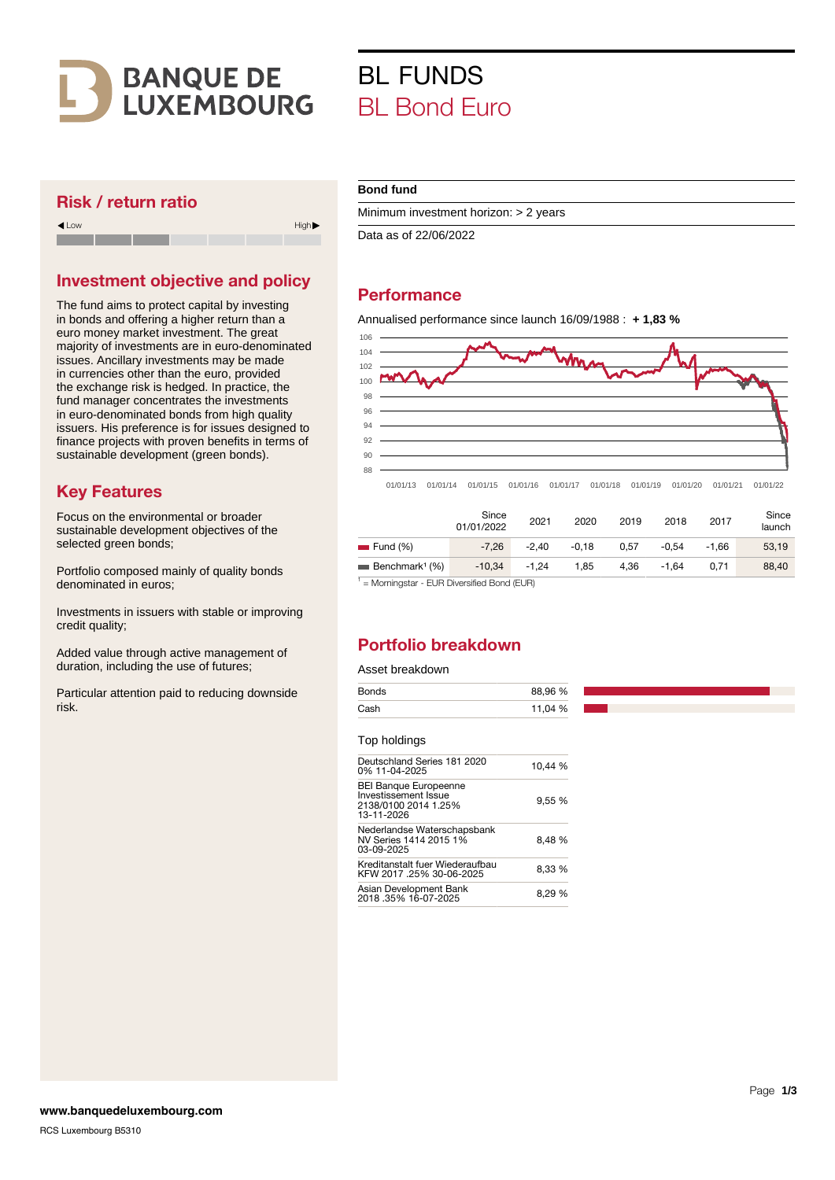# BANQUE DE LUXEMBOURG

# BL FUNDS
## BL Bond Euro

**Bond fund**

Minimum investment horizon: > 2 years

Data as of 22/06/2022

## Risk / return ratio

◀ Low — High ▶

## Investment objective and policy

The fund aims to protect capital by investing in bonds and offering a higher return than a euro money market investment. The great majority of investments are in euro-denominated issues. Ancillary investments may be made in currencies other than the euro, provided the exchange risk is hedged. In practice, the fund manager concentrates the investments in euro-denominated bonds from high quality issuers. His preference is for issues designed to finance projects with proven benefits in terms of sustainable development (green bonds).

## Key Features

Focus on the environmental or broader sustainable development objectives of the selected green bonds;

Portfolio composed mainly of quality bonds denominated in euros;

Investments in issuers with stable or improving credit quality;

Added value through active management of duration, including the use of futures;

Particular attention paid to reducing downside risk.

## Performance

Annualised performance since launch 16/09/1988 : **+ 1,83 %**

| | Since 01/01/2022 | 2021 | 2020 | 2019 | 2018 | 2017 | Since launch |
|---|---|---|---|---|---|---|---|
| Fund (%) | -7,26 | -2,40 | -0,18 | 0,57 | -0,54 | -1,66 | 53,19 |
| Benchmark[1] (%) | -10,34 | -1,24 | 1,85 | 4,36 | -1,64 | 0,71 | 88,40 |

[1] = Morningstar - EUR Diversified Bond (EUR)

## Portfolio breakdown

Asset breakdown

| | |
|---|---|
| Bonds | 88,96 % |
| Cash | 11,04 % |

Top holdings

| | |
|---|---|
| Deutschland Series 181 2020 0% 11-04-2025 | 10,44 % |
| BEI Banque Europeenne Investissement Issue 2138/0100 2014 1.25% 13-11-2026 | 9,55 % |
| Nederlandse Waterschapsbank NV Series 1414 2015 1% 03-09-2025 | 8,48 % |
| Kreditanstalt fuer Wiederaufbau KFW 2017 .25% 30-06-2025 | 8,33 % |
| Asian Development Bank 2018 .35% 16-07-2025 | 8,29 % |

**www.banquedeluxembourg.com**

RCS Luxembourg B5310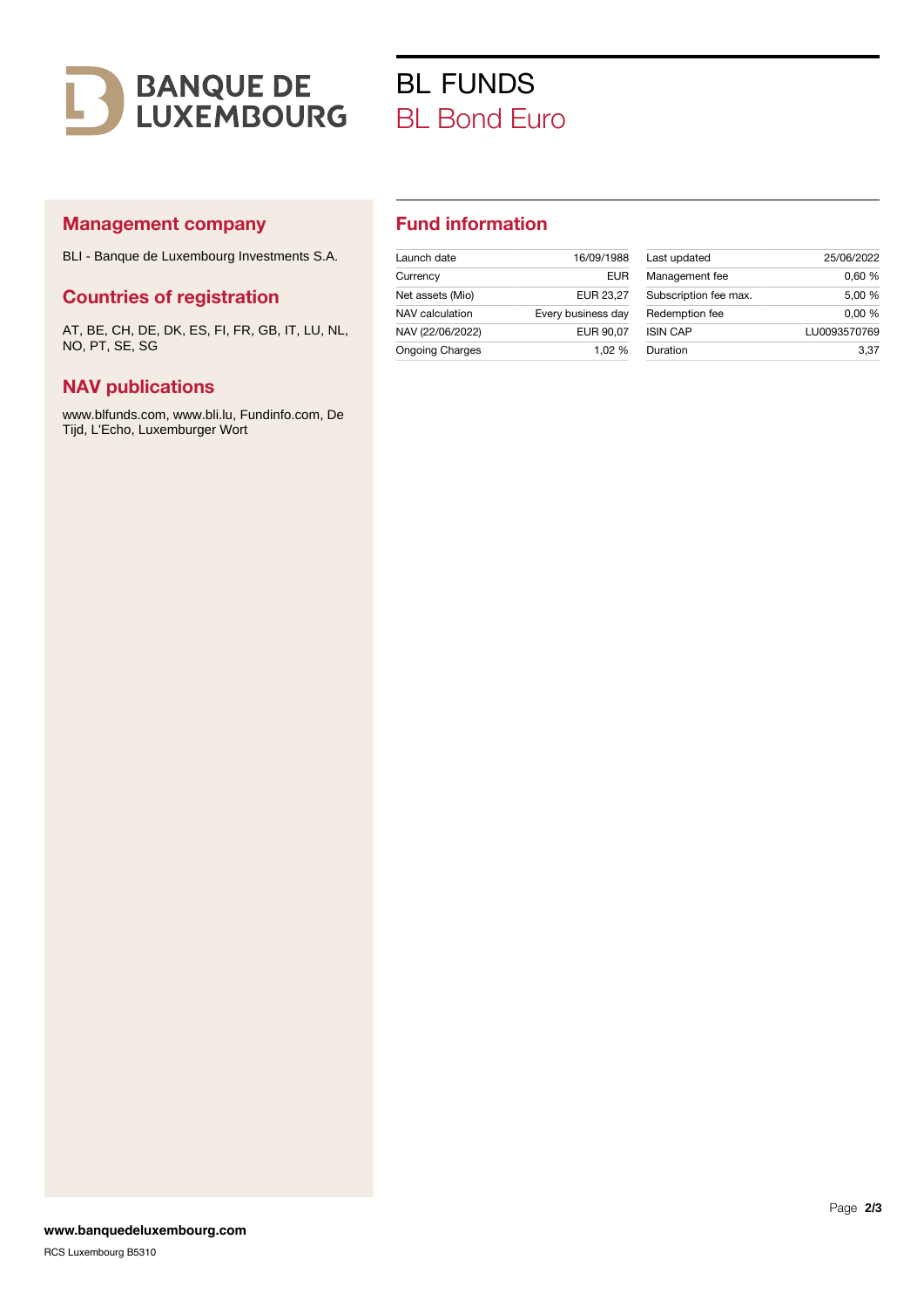# BL FUNDS

## BL Bond Euro

### Management company

BLI - Banque de Luxembourg Investments S.A.

### Countries of registration

AT, BE, CH, DE, DK, ES, FI, FR, GB, IT, LU, NL, NO, PT, SE, SG

### NAV publications

www.blfunds.com, www.bli.lu, Fundinfo.com, De Tijd, L'Echo, Luxemburger Wort

### Fund information

| | | | |
|---|---|---|---|
| Launch date | 16/09/1988 | Last updated | 25/06/2022 |
| Currency | EUR | Management fee | 0,60 % |
| Net assets (Mio) | EUR 23,27 | Subscription fee max. | 5,00 % |
| NAV calculation | Every business day | Redemption fee | 0,00 % |
| NAV (22/06/2022) | EUR 90,07 | ISIN CAP | LU0093570769 |
| Ongoing Charges | 1,02 % | Duration | 3,37 |

**www.banquedeluxembourg.com**

RCS Luxembourg B5310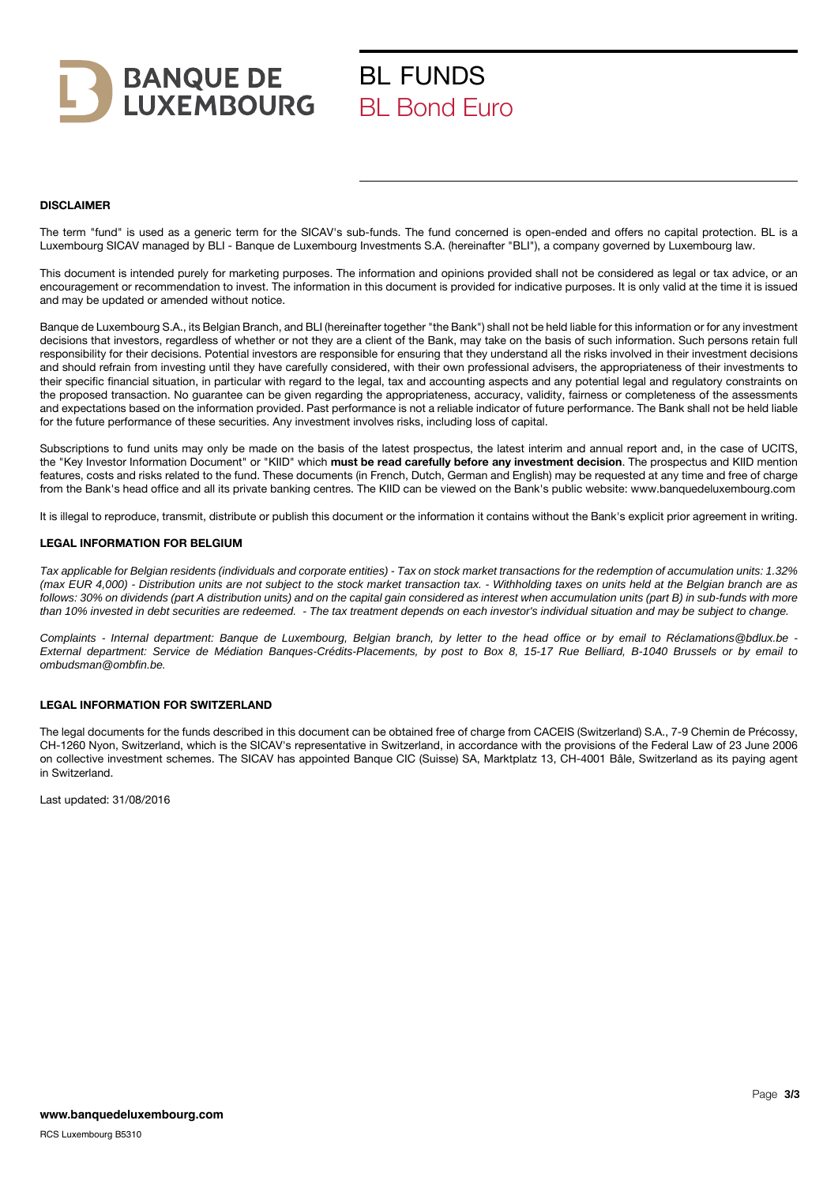# BL FUNDS

## BL Bond Euro

**DISCLAIMER**

The term "fund" is used as a generic term for the SICAV's sub-funds. The fund concerned is open-ended and offers no capital protection. BL is a Luxembourg SICAV managed by BLI - Banque de Luxembourg Investments S.A. (hereinafter "BLI"), a company governed by Luxembourg law.

This document is intended purely for marketing purposes. The information and opinions provided shall not be considered as legal or tax advice, or an encouragement or recommendation to invest. The information in this document is provided for indicative purposes. It is only valid at the time it is issued and may be updated or amended without notice.

Banque de Luxembourg S.A., its Belgian Branch, and BLI (hereinafter together "the Bank") shall not be held liable for this information or for any investment decisions that investors, regardless of whether or not they are a client of the Bank, may take on the basis of such information. Such persons retain full responsibility for their decisions. Potential investors are responsible for ensuring that they understand all the risks involved in their investment decisions and should refrain from investing until they have carefully considered, with their own professional advisers, the appropriateness of their investments to their specific financial situation, in particular with regard to the legal, tax and accounting aspects and any potential legal and regulatory constraints on the proposed transaction. No guarantee can be given regarding the appropriateness, accuracy, validity, fairness or completeness of the assessments and expectations based on the information provided. Past performance is not a reliable indicator of future performance. The Bank shall not be held liable for the future performance of these securities. Any investment involves risks, including loss of capital.

Subscriptions to fund units may only be made on the basis of the latest prospectus, the latest interim and annual report and, in the case of UCITS, the "Key Investor Information Document" or "KIID" which **must be read carefully before any investment decision**. The prospectus and KIID mention features, costs and risks related to the fund. These documents (in French, Dutch, German and English) may be requested at any time and free of charge from the Bank's head office and all its private banking centres. The KIID can be viewed on the Bank's public website: www.banquedeluxembourg.com

It is illegal to reproduce, transmit, distribute or publish this document or the information it contains without the Bank's explicit prior agreement in writing.

**LEGAL INFORMATION FOR BELGIUM**

*Tax applicable for Belgian residents (individuals and corporate entities) - Tax on stock market transactions for the redemption of accumulation units: 1.32% (max EUR 4,000) - Distribution units are not subject to the stock market transaction tax. - Withholding taxes on units held at the Belgian branch are as follows: 30% on dividends (part A distribution units) and on the capital gain considered as interest when accumulation units (part B) in sub-funds with more than 10% invested in debt securities are redeemed. - The tax treatment depends on each investor's individual situation and may be subject to change.*

*Complaints - Internal department: Banque de Luxembourg, Belgian branch, by letter to the head office or by email to Réclamations@bdlux.be - External department: Service de Médiation Banques-Crédits-Placements, by post to Box 8, 15-17 Rue Belliard, B-1040 Brussels or by email to ombudsman@ombfin.be.*

**LEGAL INFORMATION FOR SWITZERLAND**

The legal documents for the funds described in this document can be obtained free of charge from CACEIS (Switzerland) S.A., 7-9 Chemin de Précossy, CH-1260 Nyon, Switzerland, which is the SICAV's representative in Switzerland, in accordance with the provisions of the Federal Law of 23 June 2006 on collective investment schemes. The SICAV has appointed Banque CIC (Suisse) SA, Marktplatz 13, CH-4001 Bâle, Switzerland as its paying agent in Switzerland.

Last updated: 31/08/2016